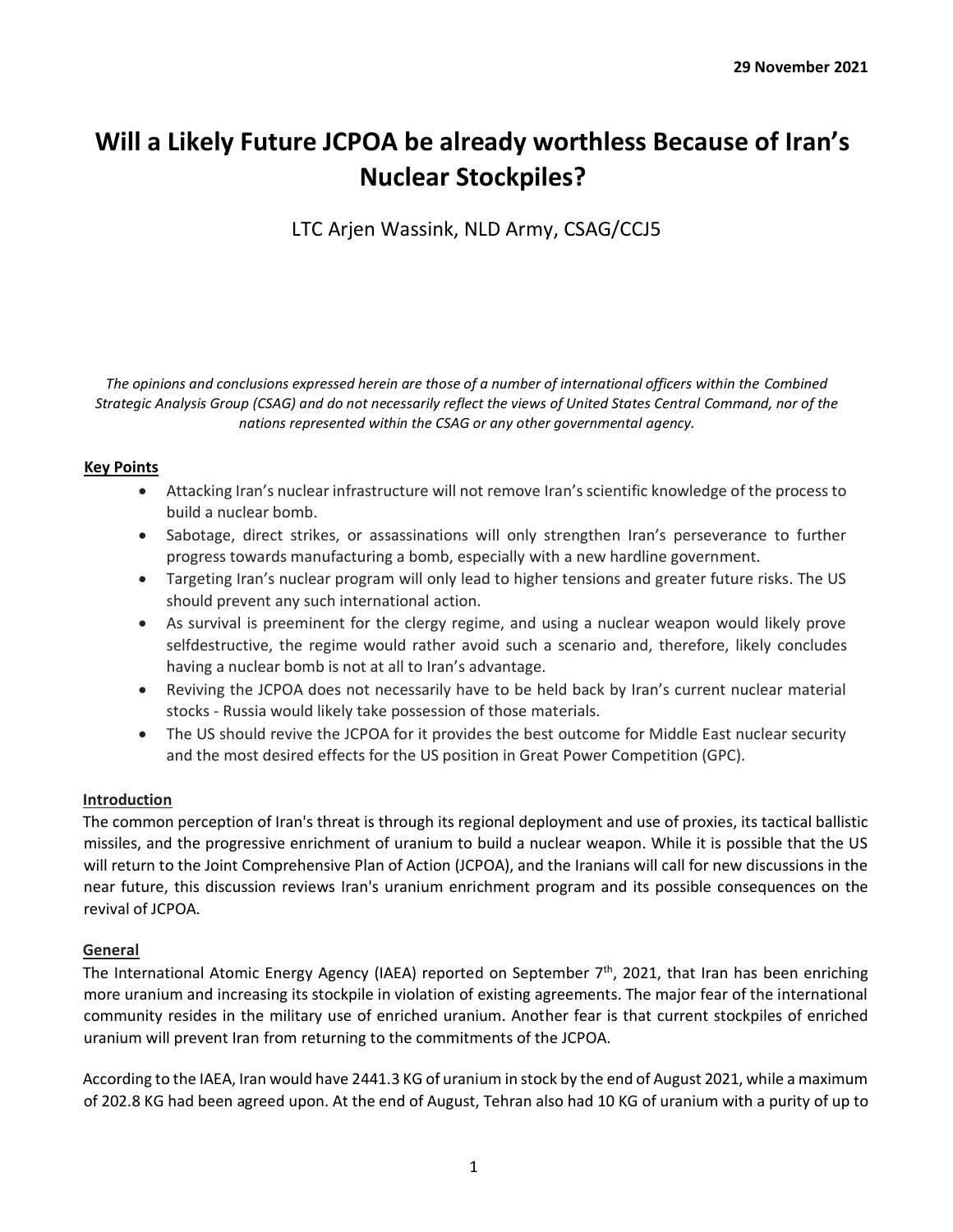**29 November 2021**

# Will a Likely Future JCPOA be already worthless Because of Iran's Nuclear Stockpiles?

LTC Arjen Wassink, NLD Army, CSAG/CCJ5

*The opinions and conclusions expressed herein are those of a number of international officers within the Combined Strategic Analysis Group (CSAG) and do not necessarily reflect the views of United States Central Command, nor of the nations represented within the CSAG or any other governmental agency.*

## Key Points

- Attacking Iran's nuclear infrastructure will not remove Iran's scientific knowledge of the process to build a nuclear bomb.
- Sabotage, direct strikes, or assassinations will only strengthen Iran's perseverance to further progress towards manufacturing a bomb, especially with a new hardline government.
- Targeting Iran's nuclear program will only lead to higher tensions and greater future risks. The US should prevent any such international action.
- As survival is preeminent for the clergy regime, and using a nuclear weapon would likely prove selfdestructive, the regime would rather avoid such a scenario and, therefore, likely concludes having a nuclear bomb is not at all to Iran's advantage.
- Reviving the JCPOA does not necessarily have to be held back by Iran's current nuclear material stocks - Russia would likely take possession of those materials.
- The US should revive the JCPOA for it provides the best outcome for Middle East nuclear security and the most desired effects for the US position in Great Power Competition (GPC).

## Introduction

The common perception of Iran's threat is through its regional deployment and use of proxies, its tactical ballistic missiles, and the progressive enrichment of uranium to build a nuclear weapon. While it is possible that the US will return to the Joint Comprehensive Plan of Action (JCPOA), and the Iranians will call for new discussions in the near future, this discussion reviews Iran's uranium enrichment program and its possible consequences on the revival of JCPOA.

## General

The International Atomic Energy Agency (IAEA) reported on September 7th, 2021, that Iran has been enriching more uranium and increasing its stockpile in violation of existing agreements. The major fear of the international community resides in the military use of enriched uranium. Another fear is that current stockpiles of enriched uranium will prevent Iran from returning to the commitments of the JCPOA.

According to the IAEA, Iran would have 2441.3 KG of uranium in stock by the end of August 2021, while a maximum of 202.8 KG had been agreed upon. At the end of August, Tehran also had 10 KG of uranium with a purity of up to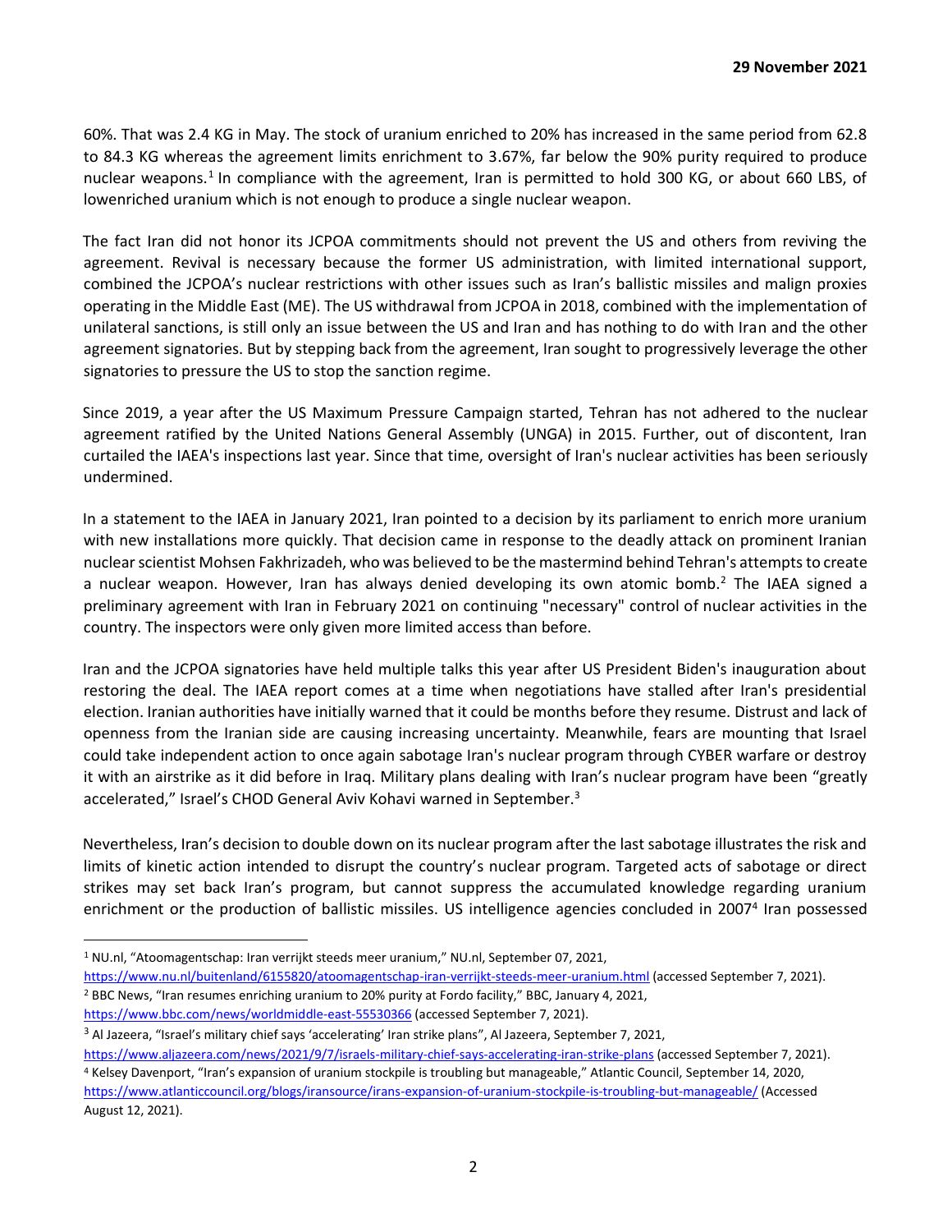60%. That was 2.4 KG in May. The stock of uranium enriched to 20% has increased in the same period from 62.8 to 84.3 KG whereas the agreement limits enrichment to 3.67%, far below the 90% purity required to produce nuclear weapons.[1] In compliance with the agreement, Iran is permitted to hold 300 KG, or about 660 LBS, of lowenriched uranium which is not enough to produce a single nuclear weapon.

The fact Iran did not honor its JCPOA commitments should not prevent the US and others from reviving the agreement. Revival is necessary because the former US administration, with limited international support, combined the JCPOA's nuclear restrictions with other issues such as Iran's ballistic missiles and malign proxies operating in the Middle East (ME). The US withdrawal from JCPOA in 2018, combined with the implementation of unilateral sanctions, is still only an issue between the US and Iran and has nothing to do with Iran and the other agreement signatories. But by stepping back from the agreement, Iran sought to progressively leverage the other signatories to pressure the US to stop the sanction regime.

Since 2019, a year after the US Maximum Pressure Campaign started, Tehran has not adhered to the nuclear agreement ratified by the United Nations General Assembly (UNGA) in 2015. Further, out of discontent, Iran curtailed the IAEA's inspections last year. Since that time, oversight of Iran's nuclear activities has been seriously undermined.

In a statement to the IAEA in January 2021, Iran pointed to a decision by its parliament to enrich more uranium with new installations more quickly. That decision came in response to the deadly attack on prominent Iranian nuclear scientist Mohsen Fakhrizadeh, who was believed to be the mastermind behind Tehran's attempts to create a nuclear weapon. However, Iran has always denied developing its own atomic bomb.[2] The IAEA signed a preliminary agreement with Iran in February 2021 on continuing "necessary" control of nuclear activities in the country. The inspectors were only given more limited access than before.

Iran and the JCPOA signatories have held multiple talks this year after US President Biden's inauguration about restoring the deal. The IAEA report comes at a time when negotiations have stalled after Iran's presidential election. Iranian authorities have initially warned that it could be months before they resume. Distrust and lack of openness from the Iranian side are causing increasing uncertainty. Meanwhile, fears are mounting that Israel could take independent action to once again sabotage Iran's nuclear program through CYBER warfare or destroy it with an airstrike as it did before in Iraq. Military plans dealing with Iran's nuclear program have been "greatly accelerated," Israel's CHOD General Aviv Kohavi warned in September.[3]

Nevertheless, Iran's decision to double down on its nuclear program after the last sabotage illustrates the risk and limits of kinetic action intended to disrupt the country's nuclear program. Targeted acts of sabotage or direct strikes may set back Iran's program, but cannot suppress the accumulated knowledge regarding uranium enrichment or the production of ballistic missiles. US intelligence agencies concluded in 2007[4] Iran possessed

---

[1] NU.nl, "Atoomagentschap: Iran verrijkt steeds meer uranium," NU.nl, September 07, 2021, https://www.nu.nl/buitenland/6155820/atoomagentschap-iran-verrijkt-steeds-meer-uranium.html (accessed September 7, 2021).

[2] BBC News, "Iran resumes enriching uranium to 20% purity at Fordo facility," BBC, January 4, 2021, https://www.bbc.com/news/worldmiddle-east-55530366 (accessed September 7, 2021).

[3] Al Jazeera, "Israel's military chief says 'accelerating' Iran strike plans", Al Jazeera, September 7, 2021, https://www.aljazeera.com/news/2021/9/7/israels-military-chief-says-accelerating-iran-strike-plans (accessed September 7, 2021).

[4] Kelsey Davenport, "Iran's expansion of uranium stockpile is troubling but manageable," Atlantic Council, September 14, 2020, https://www.atlanticcouncil.org/blogs/iransource/irans-expansion-of-uranium-stockpile-is-troubling-but-manageable/ (Accessed August 12, 2021).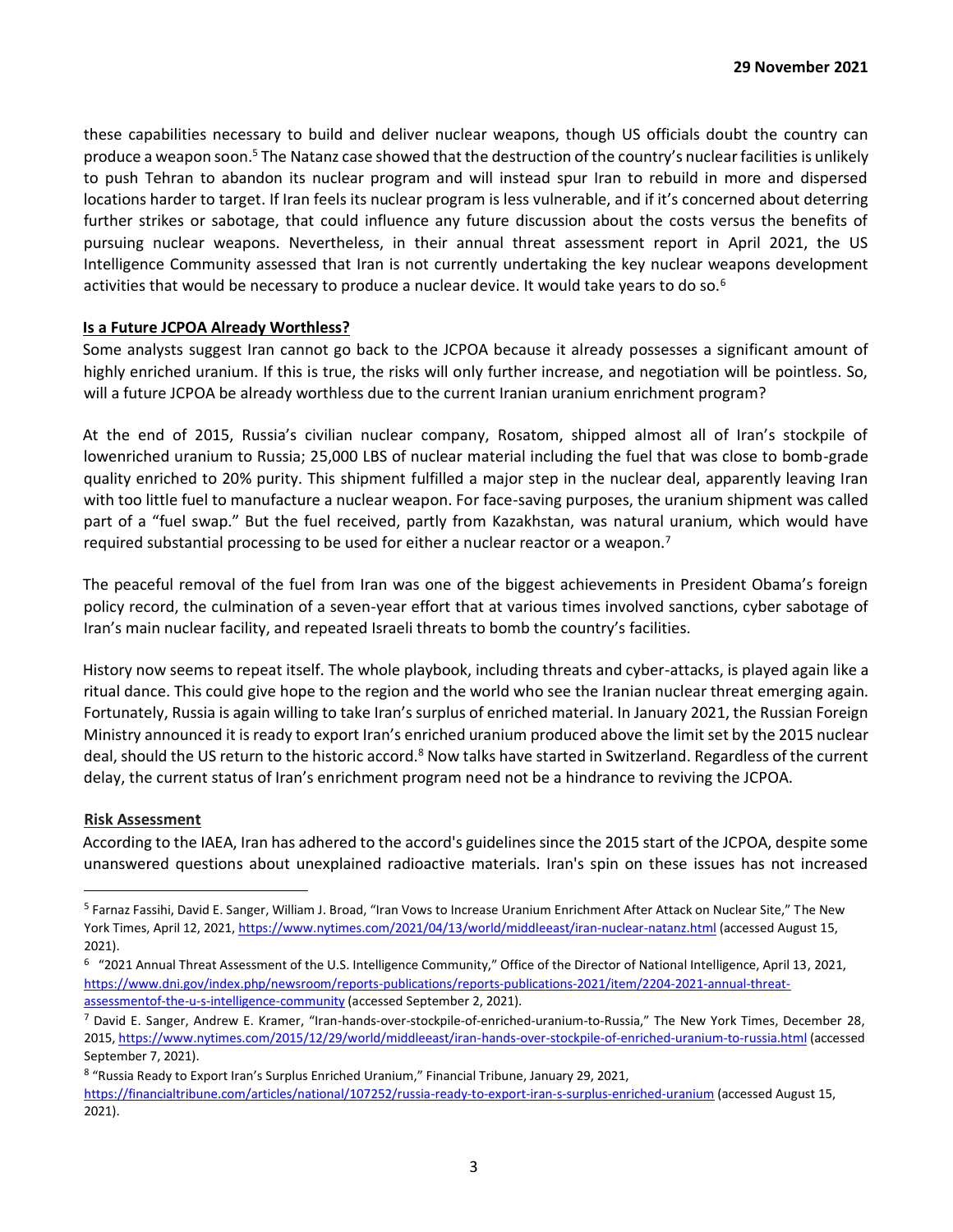these capabilities necessary to build and deliver nuclear weapons, though US officials doubt the country can produce a weapon soon.[5] The Natanz case showed that the destruction of the country's nuclear facilities is unlikely to push Tehran to abandon its nuclear program and will instead spur Iran to rebuild in more and dispersed locations harder to target. If Iran feels its nuclear program is less vulnerable, and if it's concerned about deterring further strikes or sabotage, that could influence any future discussion about the costs versus the benefits of pursuing nuclear weapons. Nevertheless, in their annual threat assessment report in April 2021, the US Intelligence Community assessed that Iran is not currently undertaking the key nuclear weapons development activities that would be necessary to produce a nuclear device. It would take years to do so.[6]

**Is a Future JCPOA Already Worthless?**

Some analysts suggest Iran cannot go back to the JCPOA because it already possesses a significant amount of highly enriched uranium. If this is true, the risks will only further increase, and negotiation will be pointless. So, will a future JCPOA be already worthless due to the current Iranian uranium enrichment program?

At the end of 2015, Russia's civilian nuclear company, Rosatom, shipped almost all of Iran's stockpile of lowenriched uranium to Russia; 25,000 LBS of nuclear material including the fuel that was close to bomb-grade quality enriched to 20% purity. This shipment fulfilled a major step in the nuclear deal, apparently leaving Iran with too little fuel to manufacture a nuclear weapon. For face-saving purposes, the uranium shipment was called part of a "fuel swap." But the fuel received, partly from Kazakhstan, was natural uranium, which would have required substantial processing to be used for either a nuclear reactor or a weapon.[7]

The peaceful removal of the fuel from Iran was one of the biggest achievements in President Obama's foreign policy record, the culmination of a seven-year effort that at various times involved sanctions, cyber sabotage of Iran's main nuclear facility, and repeated Israeli threats to bomb the country's facilities.

History now seems to repeat itself. The whole playbook, including threats and cyber-attacks, is played again like a ritual dance. This could give hope to the region and the world who see the Iranian nuclear threat emerging again. Fortunately, Russia is again willing to take Iran's surplus of enriched material. In January 2021, the Russian Foreign Ministry announced it is ready to export Iran's enriched uranium produced above the limit set by the 2015 nuclear deal, should the US return to the historic accord.[8] Now talks have started in Switzerland. Regardless of the current delay, the current status of Iran's enrichment program need not be a hindrance to reviving the JCPOA.

**Risk Assessment**

According to the IAEA, Iran has adhered to the accord's guidelines since the 2015 start of the JCPOA, despite some unanswered questions about unexplained radioactive materials. Iran's spin on these issues has not increased

---

[5] Farnaz Fassihi, David E. Sanger, William J. Broad, "Iran Vows to Increase Uranium Enrichment After Attack on Nuclear Site," The New York Times, April 12, 2021, https://www.nytimes.com/2021/04/13/world/middleeast/iran-nuclear-natanz.html (accessed August 15, 2021).

[6] "2021 Annual Threat Assessment of the U.S. Intelligence Community," Office of the Director of National Intelligence, April 13, 2021, https://www.dni.gov/index.php/newsroom/reports-publications/reports-publications-2021/item/2204-2021-annual-threat-assessmentof-the-u-s-intelligence-community (accessed September 2, 2021).

[7] David E. Sanger, Andrew E. Kramer, "Iran-hands-over-stockpile-of-enriched-uranium-to-Russia," The New York Times, December 28, 2015, https://www.nytimes.com/2015/12/29/world/middleeast/iran-hands-over-stockpile-of-enriched-uranium-to-russia.html (accessed September 7, 2021).

[8] "Russia Ready to Export Iran's Surplus Enriched Uranium," Financial Tribune, January 29, 2021, https://financialtribune.com/articles/national/107252/russia-ready-to-export-iran-s-surplus-enriched-uranium (accessed August 15, 2021).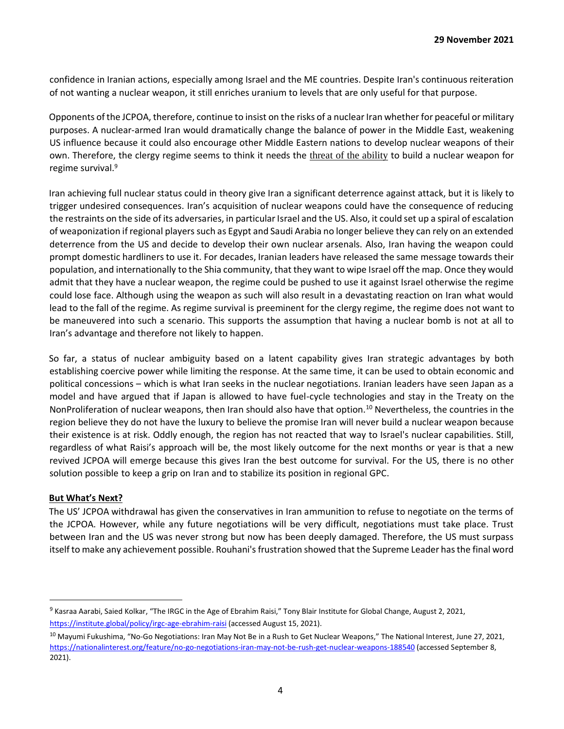confidence in Iranian actions, especially among Israel and the ME countries. Despite Iran's continuous reiteration of not wanting a nuclear weapon, it still enriches uranium to levels that are only useful for that purpose.

Opponents of the JCPOA, therefore, continue to insist on the risks of a nuclear Iran whether for peaceful or military purposes. A nuclear-armed Iran would dramatically change the balance of power in the Middle East, weakening US influence because it could also encourage other Middle Eastern nations to develop nuclear weapons of their own. Therefore, the clergy regime seems to think it needs the threat of the ability to build a nuclear weapon for regime survival.[9]

Iran achieving full nuclear status could in theory give Iran a significant deterrence against attack, but it is likely to trigger undesired consequences. Iran's acquisition of nuclear weapons could have the consequence of reducing the restraints on the side of its adversaries, in particular Israel and the US. Also, it could set up a spiral of escalation of weaponization if regional players such as Egypt and Saudi Arabia no longer believe they can rely on an extended deterrence from the US and decide to develop their own nuclear arsenals. Also, Iran having the weapon could prompt domestic hardliners to use it. For decades, Iranian leaders have released the same message towards their population, and internationally to the Shia community, that they want to wipe Israel off the map. Once they would admit that they have a nuclear weapon, the regime could be pushed to use it against Israel otherwise the regime could lose face. Although using the weapon as such will also result in a devastating reaction on Iran what would lead to the fall of the regime. As regime survival is preeminent for the clergy regime, the regime does not want to be maneuvered into such a scenario. This supports the assumption that having a nuclear bomb is not at all to Iran's advantage and therefore not likely to happen.

So far, a status of nuclear ambiguity based on a latent capability gives Iran strategic advantages by both establishing coercive power while limiting the response. At the same time, it can be used to obtain economic and political concessions – which is what Iran seeks in the nuclear negotiations. Iranian leaders have seen Japan as a model and have argued that if Japan is allowed to have fuel-cycle technologies and stay in the Treaty on the NonProliferation of nuclear weapons, then Iran should also have that option.[10] Nevertheless, the countries in the region believe they do not have the luxury to believe the promise Iran will never build a nuclear weapon because their existence is at risk. Oddly enough, the region has not reacted that way to Israel's nuclear capabilities. Still, regardless of what Raisi's approach will be, the most likely outcome for the next months or year is that a new revived JCPOA will emerge because this gives Iran the best outcome for survival. For the US, there is no other solution possible to keep a grip on Iran and to stabilize its position in regional GPC.

## But What's Next?

The US' JCPOA withdrawal has given the conservatives in Iran ammunition to refuse to negotiate on the terms of the JCPOA. However, while any future negotiations will be very difficult, negotiations must take place. Trust between Iran and the US was never strong but now has been deeply damaged. Therefore, the US must surpass itself to make any achievement possible. Rouhani's frustration showed that the Supreme Leader has the final word

---

[9] Kasraa Aarabi, Saied Kolkar, "The IRGC in the Age of Ebrahim Raisi," Tony Blair Institute for Global Change, August 2, 2021, https://institute.global/policy/irgc-age-ebrahim-raisi (accessed August 15, 2021).

[10] Mayumi Fukushima, "No-Go Negotiations: Iran May Not Be in a Rush to Get Nuclear Weapons," The National Interest, June 27, 2021, https://nationalinterest.org/feature/no-go-negotiations-iran-may-not-be-rush-get-nuclear-weapons-188540 (accessed September 8, 2021).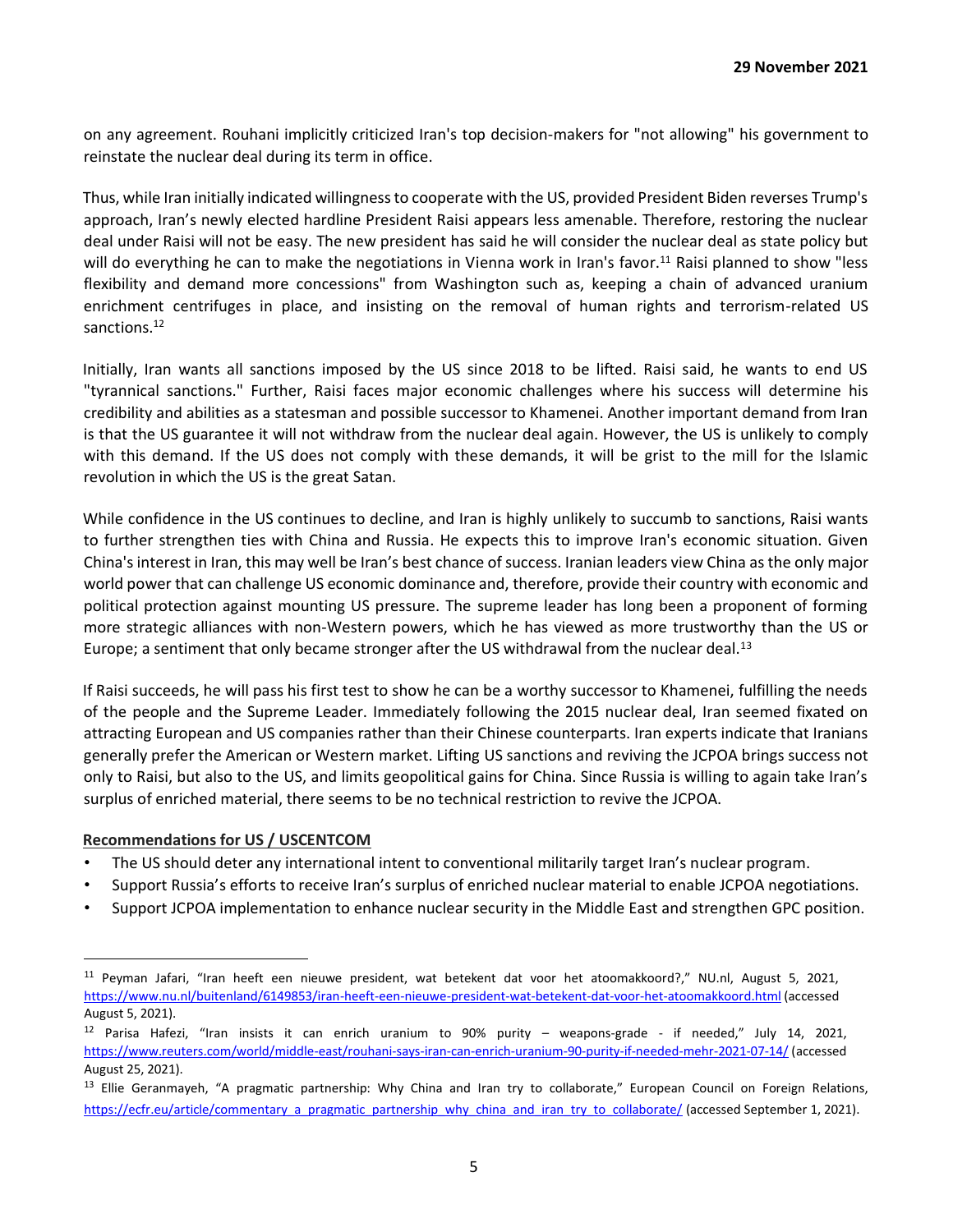on any agreement. Rouhani implicitly criticized Iran's top decision-makers for "not allowing" his government to reinstate the nuclear deal during its term in office.

Thus, while Iran initially indicated willingness to cooperate with the US, provided President Biden reverses Trump's approach, Iran's newly elected hardline President Raisi appears less amenable. Therefore, restoring the nuclear deal under Raisi will not be easy. The new president has said he will consider the nuclear deal as state policy but will do everything he can to make the negotiations in Vienna work in Iran's favor.[11] Raisi planned to show "less flexibility and demand more concessions" from Washington such as, keeping a chain of advanced uranium enrichment centrifuges in place, and insisting on the removal of human rights and terrorism-related US sanctions.[12]

Initially, Iran wants all sanctions imposed by the US since 2018 to be lifted. Raisi said, he wants to end US "tyrannical sanctions." Further, Raisi faces major economic challenges where his success will determine his credibility and abilities as a statesman and possible successor to Khamenei. Another important demand from Iran is that the US guarantee it will not withdraw from the nuclear deal again. However, the US is unlikely to comply with this demand. If the US does not comply with these demands, it will be grist to the mill for the Islamic revolution in which the US is the great Satan.

While confidence in the US continues to decline, and Iran is highly unlikely to succumb to sanctions, Raisi wants to further strengthen ties with China and Russia. He expects this to improve Iran's economic situation. Given China's interest in Iran, this may well be Iran's best chance of success. Iranian leaders view China as the only major world power that can challenge US economic dominance and, therefore, provide their country with economic and political protection against mounting US pressure. The supreme leader has long been a proponent of forming more strategic alliances with non-Western powers, which he has viewed as more trustworthy than the US or Europe; a sentiment that only became stronger after the US withdrawal from the nuclear deal.[13]

If Raisi succeeds, he will pass his first test to show he can be a worthy successor to Khamenei, fulfilling the needs of the people and the Supreme Leader. Immediately following the 2015 nuclear deal, Iran seemed fixated on attracting European and US companies rather than their Chinese counterparts. Iran experts indicate that Iranians generally prefer the American or Western market. Lifting US sanctions and reviving the JCPOA brings success not only to Raisi, but also to the US, and limits geopolitical gains for China. Since Russia is willing to again take Iran's surplus of enriched material, there seems to be no technical restriction to revive the JCPOA.

**Recommendations for US / USCENTCOM**

- The US should deter any international intent to conventional militarily target Iran's nuclear program.
- Support Russia's efforts to receive Iran's surplus of enriched nuclear material to enable JCPOA negotiations.
- Support JCPOA implementation to enhance nuclear security in the Middle East and strengthen GPC position.

---

[11] Peyman Jafari, "Iran heeft een nieuwe president, wat betekent dat voor het atoomakkoord?," NU.nl, August 5, 2021, https://www.nu.nl/buitenland/6149853/iran-heeft-een-nieuwe-president-wat-betekent-dat-voor-het-atoomakkoord.html (accessed August 5, 2021).

[12] Parisa Hafezi, "Iran insists it can enrich uranium to 90% purity – weapons-grade - if needed," July 14, 2021, https://www.reuters.com/world/middle-east/rouhani-says-iran-can-enrich-uranium-90-purity-if-needed-mehr-2021-07-14/ (accessed August 25, 2021).

[13] Ellie Geranmayeh, "A pragmatic partnership: Why China and Iran try to collaborate," European Council on Foreign Relations, https://ecfr.eu/article/commentary_a_pragmatic_partnership_why_china_and_iran_try_to_collaborate/ (accessed September 1, 2021).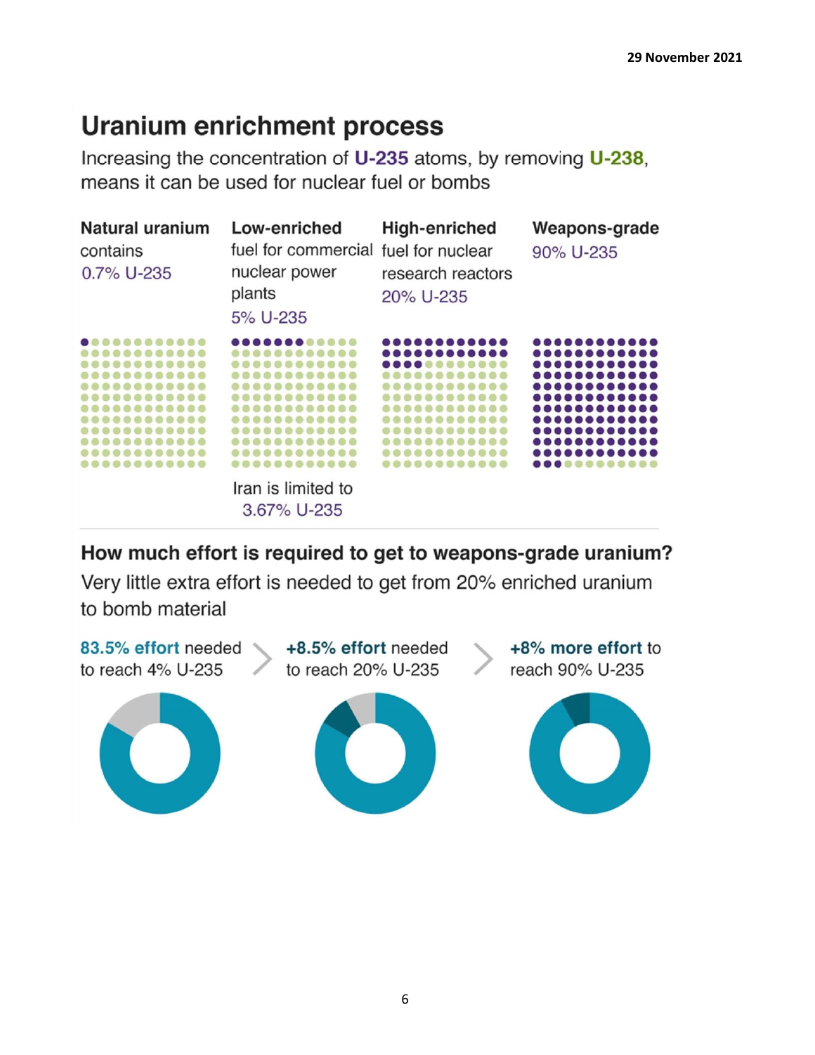# Uranium enrichment process

Increasing the concentration of **U-235** atoms, by removing **U-238**, means it can be used for nuclear fuel or bombs

**Natural uranium**
contains
0.7% U-235

**Low-enriched**
fuel for commercial nuclear power plants
5% U-235

**High-enriched**
fuel for nuclear research reactors
20% U-235

**Weapons-grade**
90% U-235

Iran is limited to
3.67% U-235

## How much effort is required to get to weapons-grade uranium?

Very little extra effort is needed to get from 20% enriched uranium to bomb material

**83.5% effort** needed to reach 4% U-235

**+8.5% effort** needed to reach 20% U-235

**+8% more effort** to reach 90% U-235